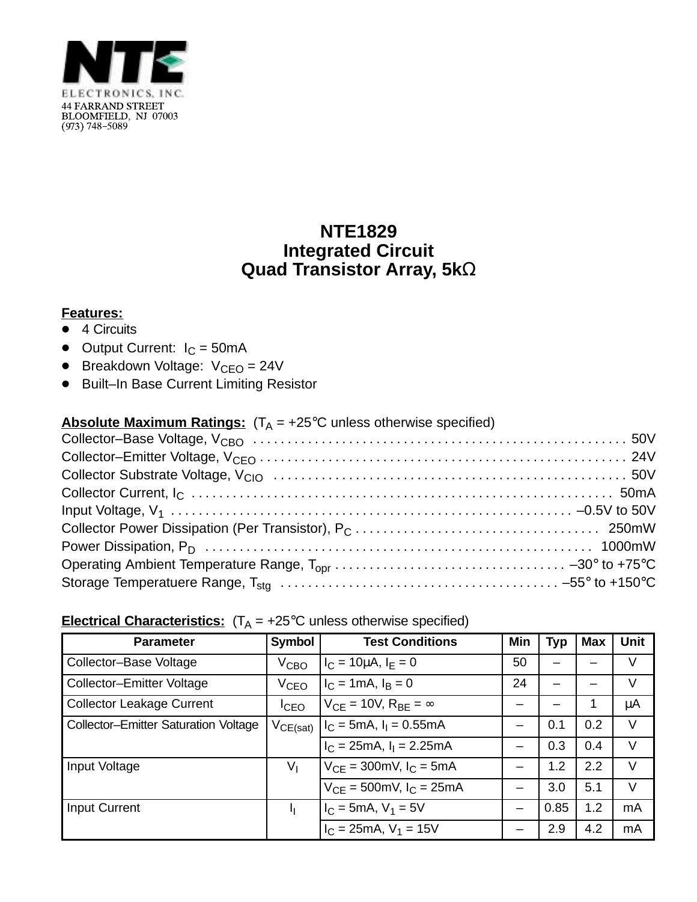**NTE**

ELECTRONICS, INC.
44 FARRAND STREET
BLOOMFIELD, NJ 07003
(973) 748–5089

# NTE1829
# Integrated Circuit
# Quad Transistor Array, 5kΩ

**Features:**

- 4 Circuits
- Output Current: $I_C$ = 50mA
- Breakdown Voltage: $V_{CEO}$ = 24V
- Built–In Base Current Limiting Resistor

**Absolute Maximum Ratings:** ($T_A$ = +25°C unless otherwise specified)

Collector–Base Voltage, $V_{CBO}$ . . . . . . . . . . . . . . . . . . . . . . . . . . . . . . . . . . . . . . . . . . . . . . . . . . . . . 50V
Collector–Emitter Voltage, $V_{CEO}$ . . . . . . . . . . . . . . . . . . . . . . . . . . . . . . . . . . . . . . . . . . . . . . . . . . . . . 24V
Collector Substrate Voltage, $V_{CIO}$ . . . . . . . . . . . . . . . . . . . . . . . . . . . . . . . . . . . . . . . . . . . . . . . . . . . 50V
Collector Current, $I_C$ . . . . . . . . . . . . . . . . . . . . . . . . . . . . . . . . . . . . . . . . . . . . . . . . . . . . . . . . . . . . 50mA
Input Voltage, $V_1$ . . . . . . . . . . . . . . . . . . . . . . . . . . . . . . . . . . . . . . . . . . . . . . . . . . . . . . . . –0.5V to 50V
Collector Power Dissipation (Per Transistor), $P_C$ . . . . . . . . . . . . . . . . . . . . . . . . . . . . . . . . . . . 250mW
Power Dissipation, $P_D$ . . . . . . . . . . . . . . . . . . . . . . . . . . . . . . . . . . . . . . . . . . . . . . . . . . . . . . . 1000mW
Operating Ambient Temperature Range, $T_{opr}$ . . . . . . . . . . . . . . . . . . . . . . . . . . . . . . . . . –30° to +75°C
Storage Temperatuere Range, $T_{stg}$ . . . . . . . . . . . . . . . . . . . . . . . . . . . . . . . . . . . . . . . –55° to +150°C

**Electrical Characteristics:** ($T_A$ = +25°C unless otherwise specified)

| Parameter | Symbol | Test Conditions | Min | Typ | Max | Unit |
|---|---|---|---|---|---|---|
| Collector–Base Voltage | $V_{CBO}$ | $I_C$ = 10μA, $I_E$ = 0 | 50 | – | – | V |
| Collector–Emitter Voltage | $V_{CEO}$ | $I_C$ = 1mA, $I_B$ = 0 | 24 | – | – | V |
| Collector Leakage Current | $I_{CEO}$ | $V_{CE}$ = 10V, $R_{BE}$ = ∞ | – | – | 1 | μA |
| Collector–Emitter Saturation Voltage | $V_{CE(sat)}$ | $I_C$ = 5mA, $I_I$ = 0.55mA | – | 0.1 | 0.2 | V |
| | | $I_C$ = 25mA, $I_I$ = 2.25mA | – | 0.3 | 0.4 | V |
| Input Voltage | $V_I$ | $V_{CE}$ = 300mV, $I_C$ = 5mA | – | 1.2 | 2.2 | V |
| | | $V_{CE}$ = 500mV, $I_C$ = 25mA | – | 3.0 | 5.1 | V |
| Input Current | $I_I$ | $I_C$ = 5mA, $V_1$ = 5V | – | 0.85 | 1.2 | mA |
| | | $I_C$ = 25mA, $V_1$ = 15V | – | 2.9 | 4.2 | mA |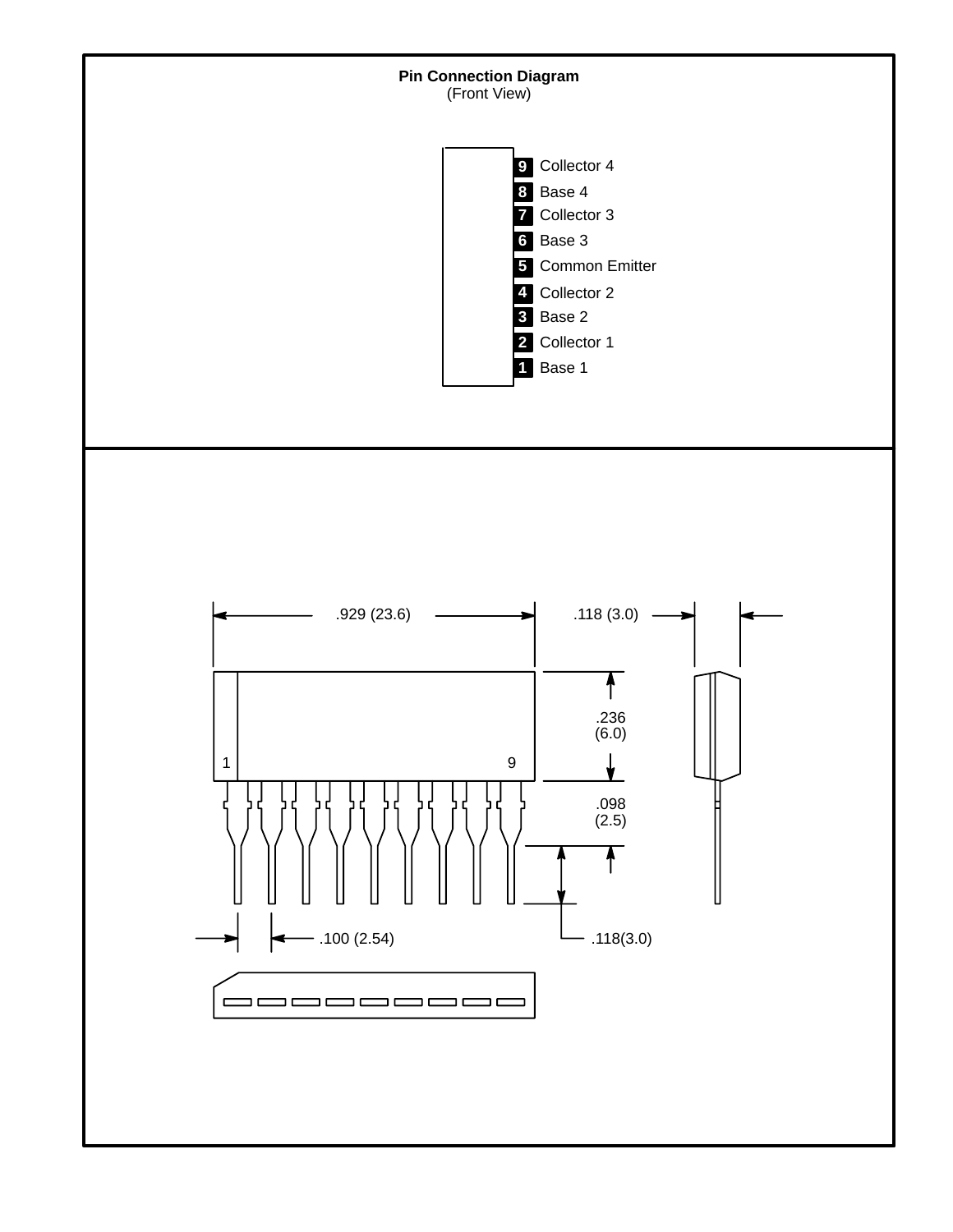## Pin Connection Diagram
(Front View)

9 Collector 4
8 Base 4
7 Collector 3
6 Base 3
5 Common Emitter
4 Collector 2
3 Base 2
2 Collector 1
1 Base 1

.929 (23.6)

.118 (3.0)

.236
(6.0)

1

9

.098
(2.5)

.100 (2.54)

.118(3.0)